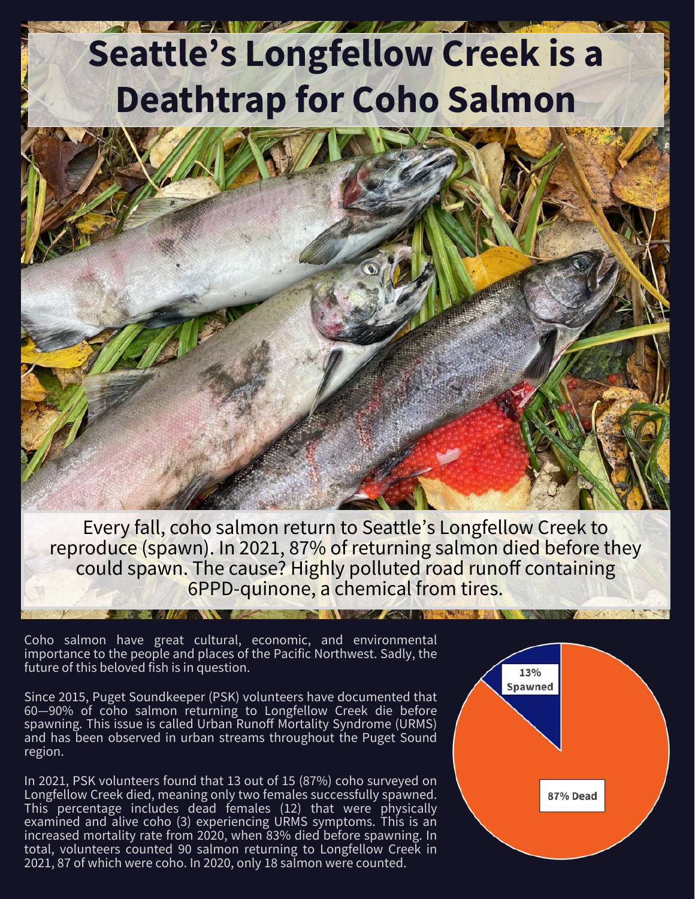# Seattle's Longfellow Creek is a Deathtrap for Coho Salmon

Every fall, coho salmon return to Seattle's Longfellow Creek to reproduce (spawn). In 2021, 87% of returning salmon died before they could spawn. The cause? Highly polluted road runoff containing 6PPD-quinone, a chemical from tires.

Coho salmon have great cultural, economic, and environmental importance to the people and places of the Pacific Northwest. Sadly, the future of this beloved fish is in question.

Since 2015, Puget Soundkeeper (PSK) volunteers have documented that 60—90% of coho salmon returning to Longfellow Creek die before spawning. This issue is called Urban Runoff Mortality Syndrome (URMS) and has been observed in urban streams throughout the Puget Sound region.

In 2021, PSK volunteers found that 13 out of 15 (87%) coho surveyed on Longfellow Creek died, meaning only two females successfully spawned. This percentage includes dead females (12) that were physically examined and alive coho (3) experiencing URMS symptoms. This is an increased mortality rate from 2020, when 83% died before spawning. In total, volunteers counted 90 salmon returning to Longfellow Creek in 2021, 87 of which were coho. In 2020, only 18 salmon were counted.

13% Spawned

87% Dead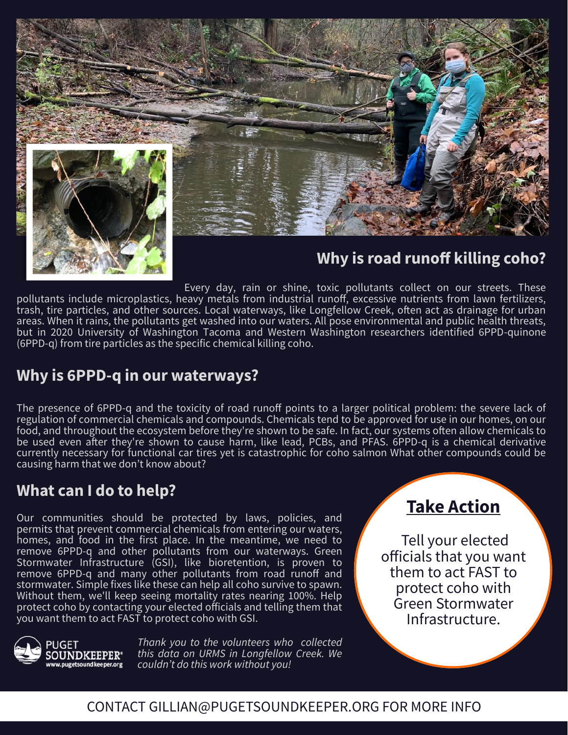## Why is road runoff killing coho?

Every day, rain or shine, toxic pollutants collect on our streets. These pollutants include microplastics, heavy metals from industrial runoff, excessive nutrients from lawn fertilizers, trash, tire particles, and other sources. Local waterways, like Longfellow Creek, often act as drainage for urban areas. When it rains, the pollutants get washed into our waters. All pose environmental and public health threats, but in 2020 University of Washington Tacoma and Western Washington researchers identified 6PPD-quinone (6PPD-q) from tire particles as the specific chemical killing coho.

## Why is 6PPD-q in our waterways?

The presence of 6PPD-q and the toxicity of road runoff points to a larger political problem: the severe lack of regulation of commercial chemicals and compounds. Chemicals tend to be approved for use in our homes, on our food, and throughout the ecosystem before they're shown to be safe. In fact, our systems often allow chemicals to be used even after they're shown to cause harm, like lead, PCBs, and PFAS. 6PPD-q is a chemical derivative currently necessary for functional car tires yet is catastrophic for coho salmon What other compounds could be causing harm that we don't know about?

## What can I do to help?

Our communities should be protected by laws, policies, and permits that prevent commercial chemicals from entering our waters, homes, and food in the first place. In the meantime, we need to remove 6PPD-q and other pollutants from our waterways. Green Stormwater Infrastructure (GSI), like bioretention, is proven to remove 6PPD-q and many other pollutants from road runoff and stormwater. Simple fixes like these can help all coho survive to spawn. Without them, we'll keep seeing mortality rates nearing 100%. Help protect coho by contacting your elected officials and telling them that you want them to act FAST to protect coho with GSI.

### Take Action

Tell your elected officials that you want them to act FAST to protect coho with Green Stormwater Infrastructure.

PUGET SOUNDKEEPER®
www.pugetsoundkeeper.org

*Thank you to the volunteers who collected this data on URMS in Longfellow Creek. We couldn't do this work without you!*

CONTACT GILLIAN@PUGETSOUNDKEEPER.ORG FOR MORE INFO